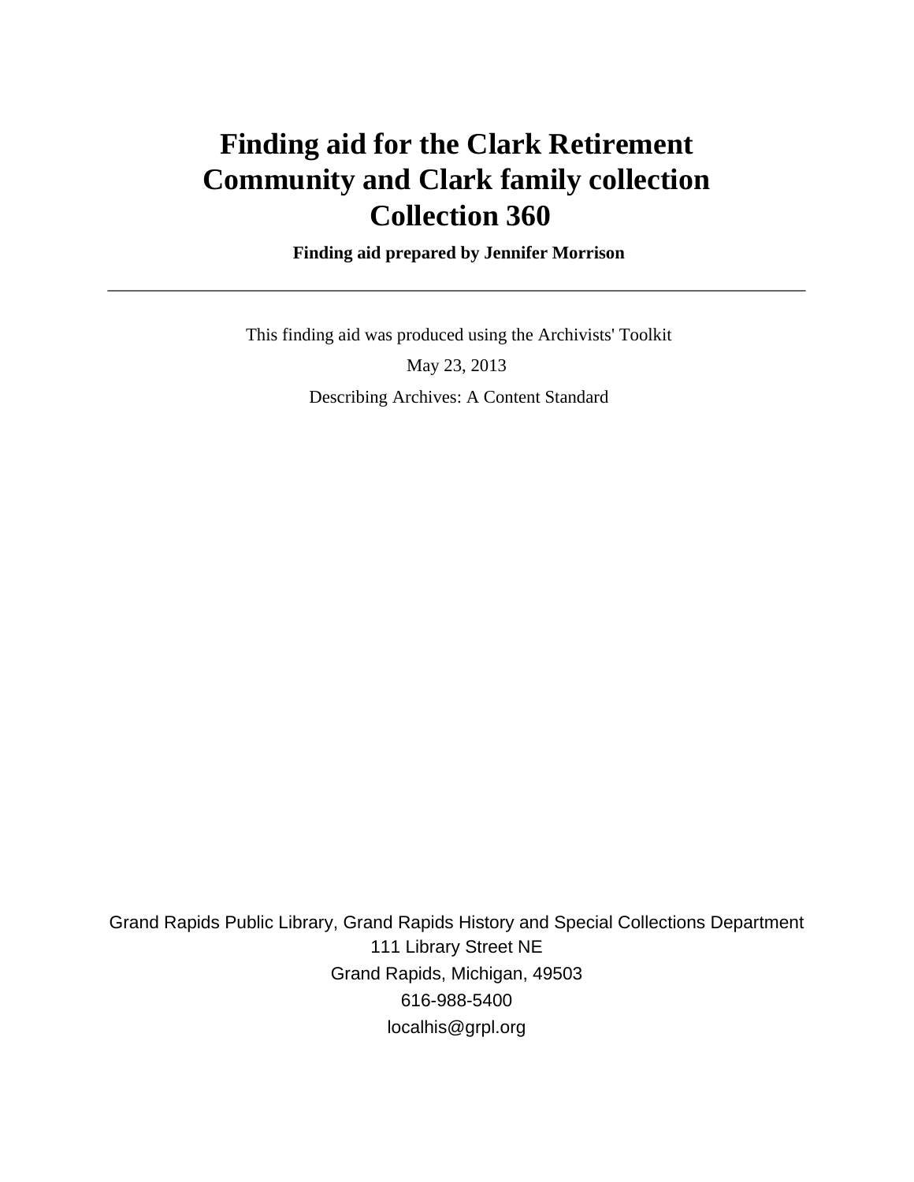# Finding aid for the Clark Retirement Community and Clark family collection Collection 360

**Finding aid prepared by Jennifer Morrison**

---

This finding aid was produced using the Archivists' Toolkit

May 23, 2013

Describing Archives: A Content Standard

Grand Rapids Public Library, Grand Rapids History and Special Collections Department
111 Library Street NE
Grand Rapids, Michigan, 49503
616-988-5400
localhis@grpl.org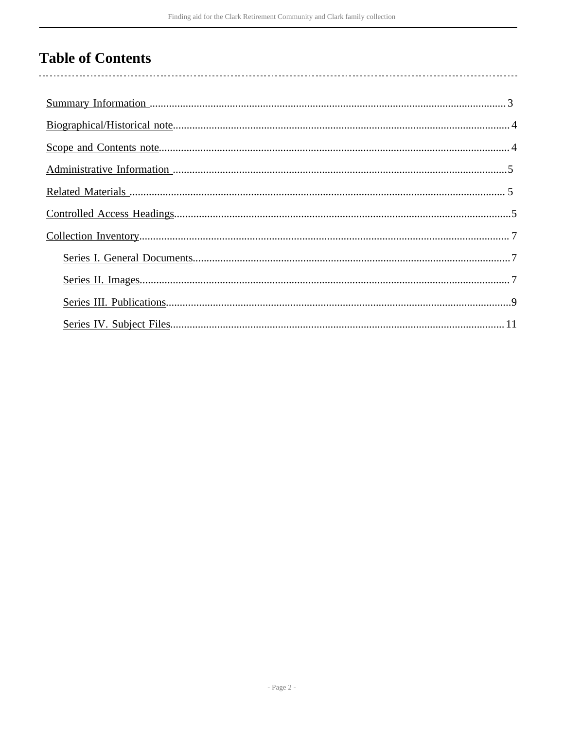# Table of Contents

- Summary Information ........................................................................ 3
- Biographical/Historical note ........................................................................ 4
- Scope and Contents note ........................................................................ 4
- Administrative Information ........................................................................ 5
- Related Materials ........................................................................ 5
- Controlled Access Headings ........................................................................ 5
- Collection Inventory ........................................................................ 7
  - Series I. General Documents ........................................................................ 7
  - Series II. Images ........................................................................ 7
  - Series III. Publications ........................................................................ 9
  - Series IV. Subject Files ........................................................................ 11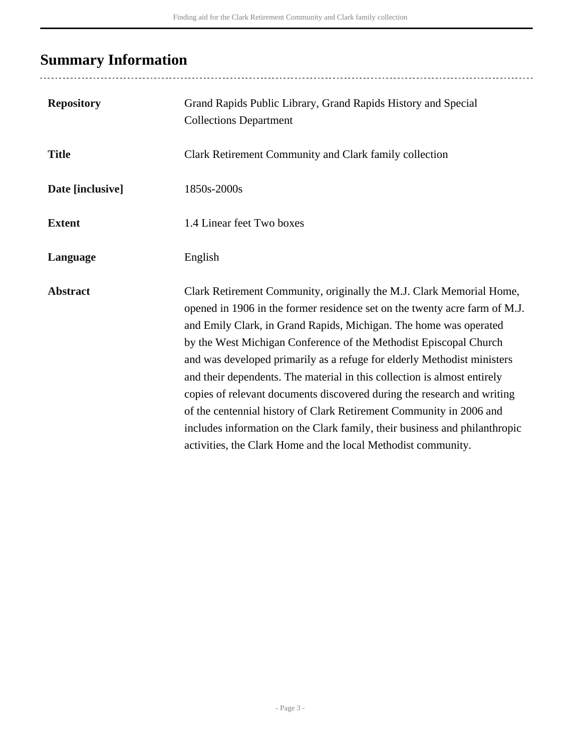## Summary Information

| | |
|---|---|
| **Repository** | Grand Rapids Public Library, Grand Rapids History and Special Collections Department |
| **Title** | Clark Retirement Community and Clark family collection |
| **Date [inclusive]** | 1850s-2000s |
| **Extent** | 1.4 Linear feet Two boxes |
| **Language** | English |
| **Abstract** | Clark Retirement Community, originally the M.J. Clark Memorial Home, opened in 1906 in the former residence set on the twenty acre farm of M.J. and Emily Clark, in Grand Rapids, Michigan. The home was operated by the West Michigan Conference of the Methodist Episcopal Church and was developed primarily as a refuge for elderly Methodist ministers and their dependents. The material in this collection is almost entirely copies of relevant documents discovered during the research and writing of the centennial history of Clark Retirement Community in 2006 and includes information on the Clark family, their business and philanthropic activities, the Clark Home and the local Methodist community. |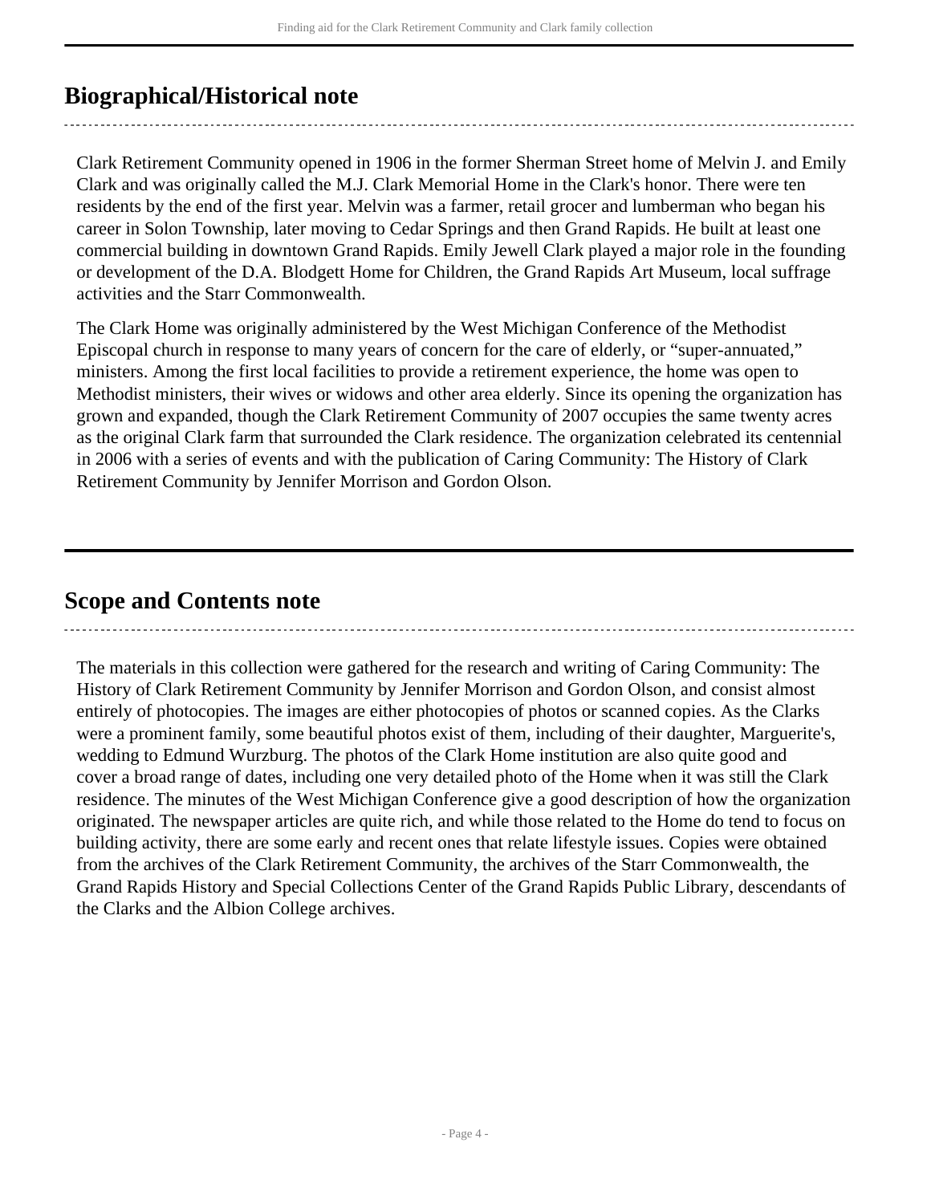## Biographical/Historical note

Clark Retirement Community opened in 1906 in the former Sherman Street home of Melvin J. and Emily Clark and was originally called the M.J. Clark Memorial Home in the Clark's honor. There were ten residents by the end of the first year. Melvin was a farmer, retail grocer and lumberman who began his career in Solon Township, later moving to Cedar Springs and then Grand Rapids. He built at least one commercial building in downtown Grand Rapids. Emily Jewell Clark played a major role in the founding or development of the D.A. Blodgett Home for Children, the Grand Rapids Art Museum, local suffrage activities and the Starr Commonwealth.

The Clark Home was originally administered by the West Michigan Conference of the Methodist Episcopal church in response to many years of concern for the care of elderly, or "super-annuated," ministers. Among the first local facilities to provide a retirement experience, the home was open to Methodist ministers, their wives or widows and other area elderly. Since its opening the organization has grown and expanded, though the Clark Retirement Community of 2007 occupies the same twenty acres as the original Clark farm that surrounded the Clark residence. The organization celebrated its centennial in 2006 with a series of events and with the publication of Caring Community: The History of Clark Retirement Community by Jennifer Morrison and Gordon Olson.

## Scope and Contents note

The materials in this collection were gathered for the research and writing of Caring Community: The History of Clark Retirement Community by Jennifer Morrison and Gordon Olson, and consist almost entirely of photocopies. The images are either photocopies of photos or scanned copies. As the Clarks were a prominent family, some beautiful photos exist of them, including of their daughter, Marguerite's, wedding to Edmund Wurzburg. The photos of the Clark Home institution are also quite good and cover a broad range of dates, including one very detailed photo of the Home when it was still the Clark residence. The minutes of the West Michigan Conference give a good description of how the organization originated. The newspaper articles are quite rich, and while those related to the Home do tend to focus on building activity, there are some early and recent ones that relate lifestyle issues. Copies were obtained from the archives of the Clark Retirement Community, the archives of the Starr Commonwealth, the Grand Rapids History and Special Collections Center of the Grand Rapids Public Library, descendants of the Clarks and the Albion College archives.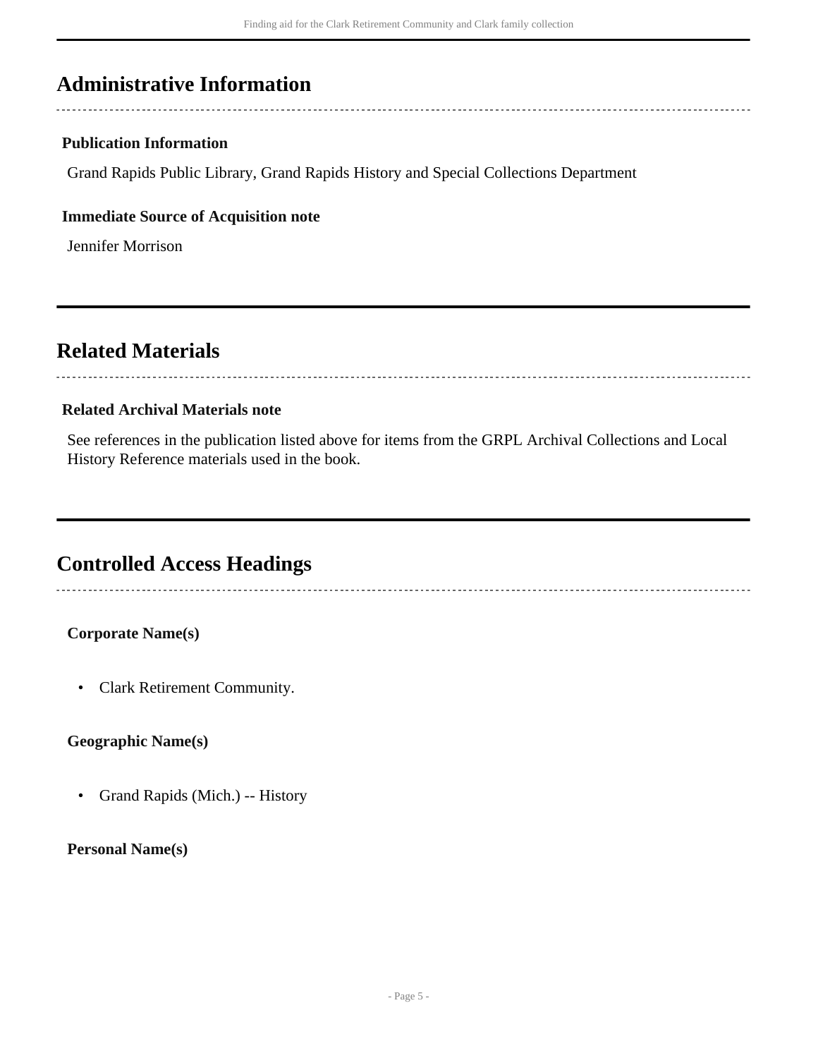## Administrative Information

### Publication Information

Grand Rapids Public Library, Grand Rapids History and Special Collections Department

### Immediate Source of Acquisition note

Jennifer Morrison

## Related Materials

### Related Archival Materials note

See references in the publication listed above for items from the GRPL Archival Collections and Local History Reference materials used in the book.

## Controlled Access Headings

### Corporate Name(s)

- Clark Retirement Community.

### Geographic Name(s)

- Grand Rapids (Mich.) -- History

### Personal Name(s)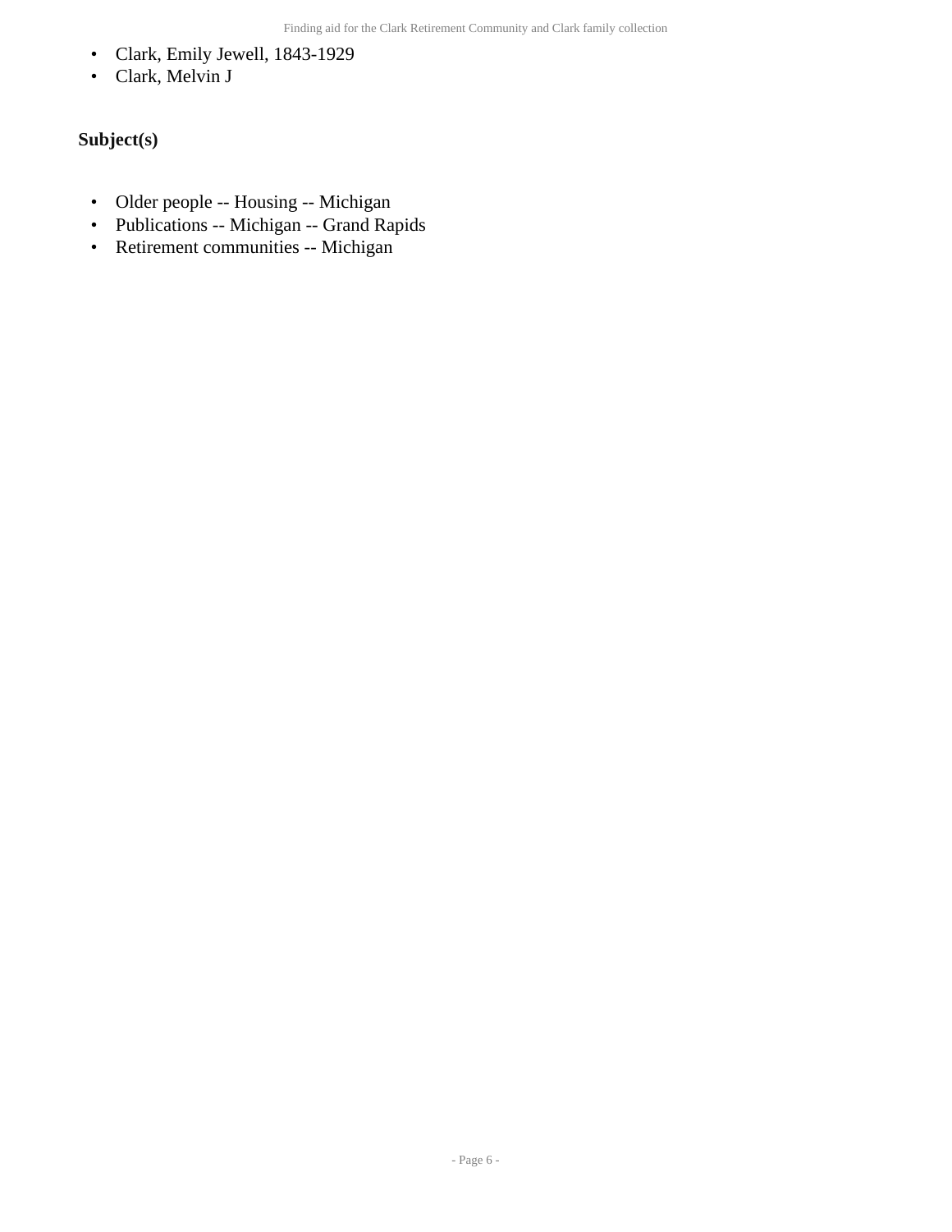- Clark, Emily Jewell, 1843-1929
- Clark, Melvin J

### Subject(s)

- Older people -- Housing -- Michigan
- Publications -- Michigan -- Grand Rapids
- Retirement communities -- Michigan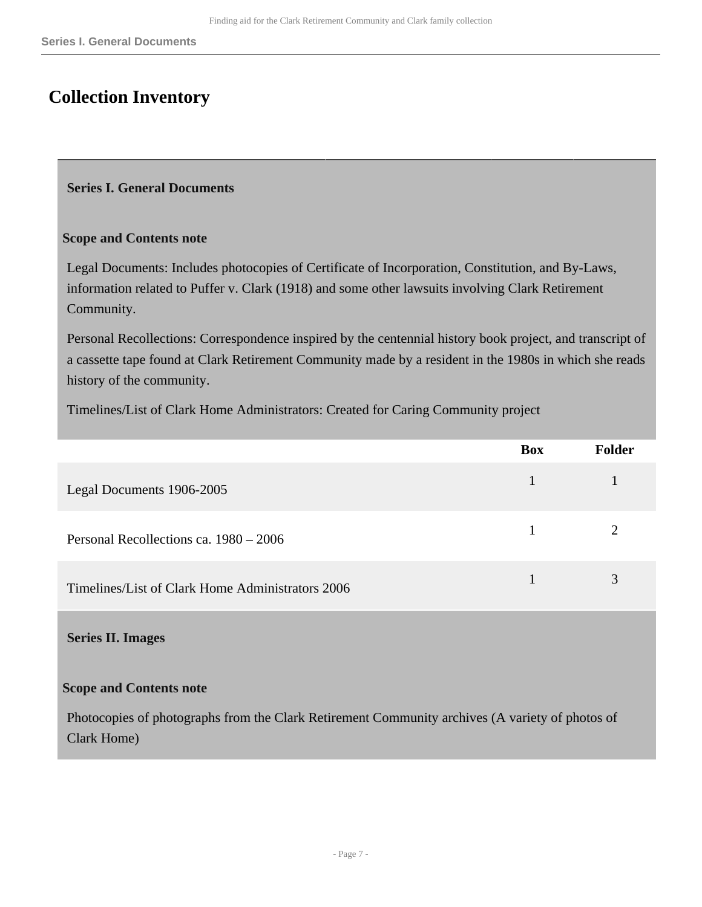## Collection Inventory

### Series I. General Documents

**Scope and Contents note**

Legal Documents: Includes photocopies of Certificate of Incorporation, Constitution, and By-Laws, information related to Puffer v. Clark (1918) and some other lawsuits involving Clark Retirement Community.

Personal Recollections: Correspondence inspired by the centennial history book project, and transcript of a cassette tape found at Clark Retirement Community made by a resident in the 1980s in which she reads history of the community.

Timelines/List of Clark Home Administrators: Created for Caring Community project

| | Box | Folder |
|---|---|---|
| Legal Documents 1906-2005 | 1 | 1 |
| Personal Recollections ca. 1980 – 2006 | 1 | 2 |
| Timelines/List of Clark Home Administrators 2006 | 1 | 3 |

### Series II. Images

**Scope and Contents note**

Photocopies of photographs from the Clark Retirement Community archives (A variety of photos of Clark Home)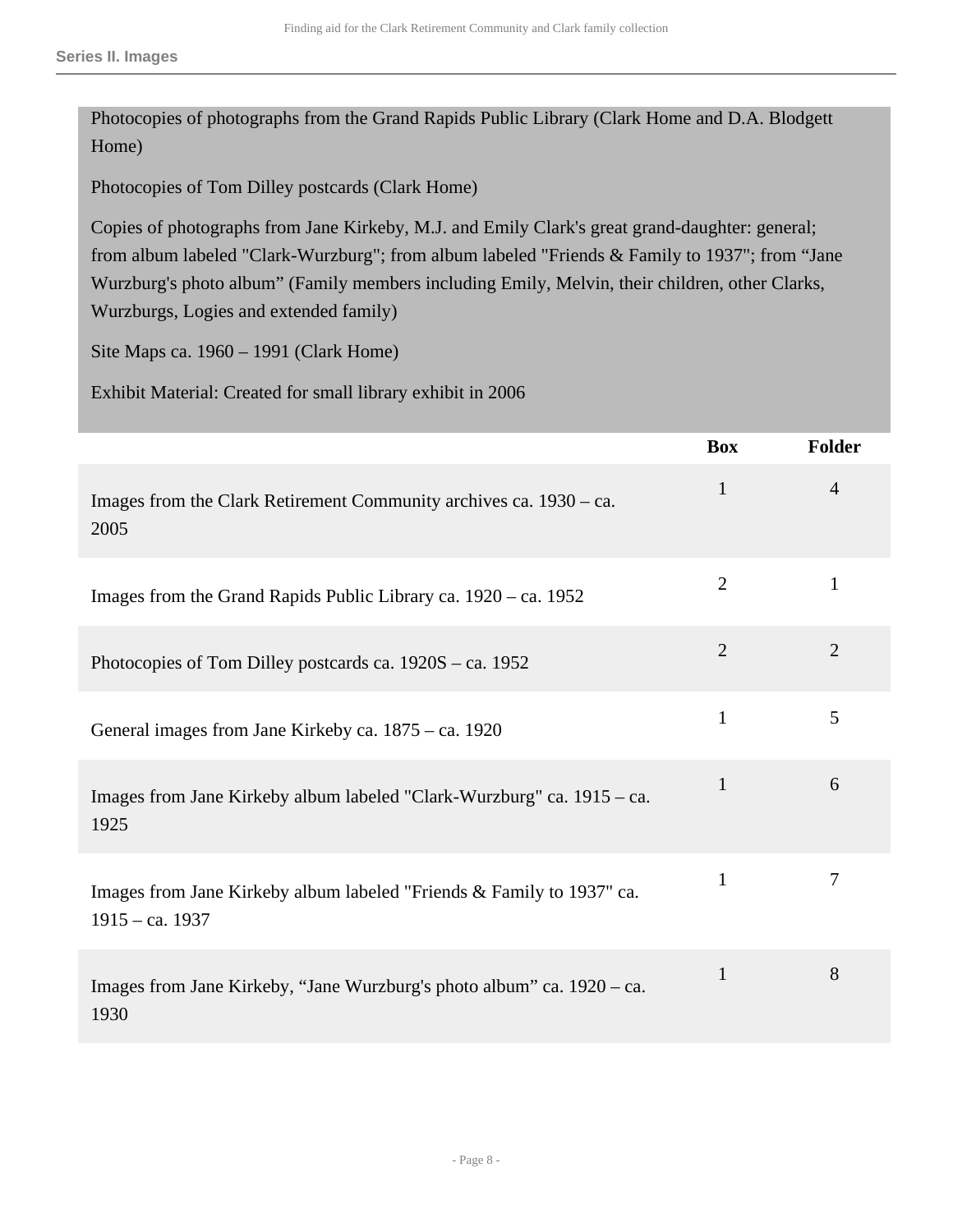Photocopies of photographs from the Grand Rapids Public Library (Clark Home and D.A. Blodgett Home)

Photocopies of Tom Dilley postcards (Clark Home)

Copies of photographs from Jane Kirkeby, M.J. and Emily Clark's great grand-daughter: general; from album labeled "Clark-Wurzburg"; from album labeled "Friends & Family to 1937"; from “Jane Wurzburg's photo album” (Family members including Emily, Melvin, their children, other Clarks, Wurzburgs, Logies and extended family)

Site Maps ca. 1960 – 1991 (Clark Home)

Exhibit Material: Created for small library exhibit in 2006

| | Box | Folder |
|---|---|---|
| Images from the Clark Retirement Community archives ca. 1930 – ca. 2005 | 1 | 4 |
| Images from the Grand Rapids Public Library ca. 1920 – ca. 1952 | 2 | 1 |
| Photocopies of Tom Dilley postcards ca. 1920S – ca. 1952 | 2 | 2 |
| General images from Jane Kirkeby ca. 1875 – ca. 1920 | 1 | 5 |
| Images from Jane Kirkeby album labeled "Clark-Wurzburg" ca. 1915 – ca. 1925 | 1 | 6 |
| Images from Jane Kirkeby album labeled "Friends & Family to 1937" ca. 1915 – ca. 1937 | 1 | 7 |
| Images from Jane Kirkeby, “Jane Wurzburg's photo album” ca. 1920 – ca. 1930 | 1 | 8 |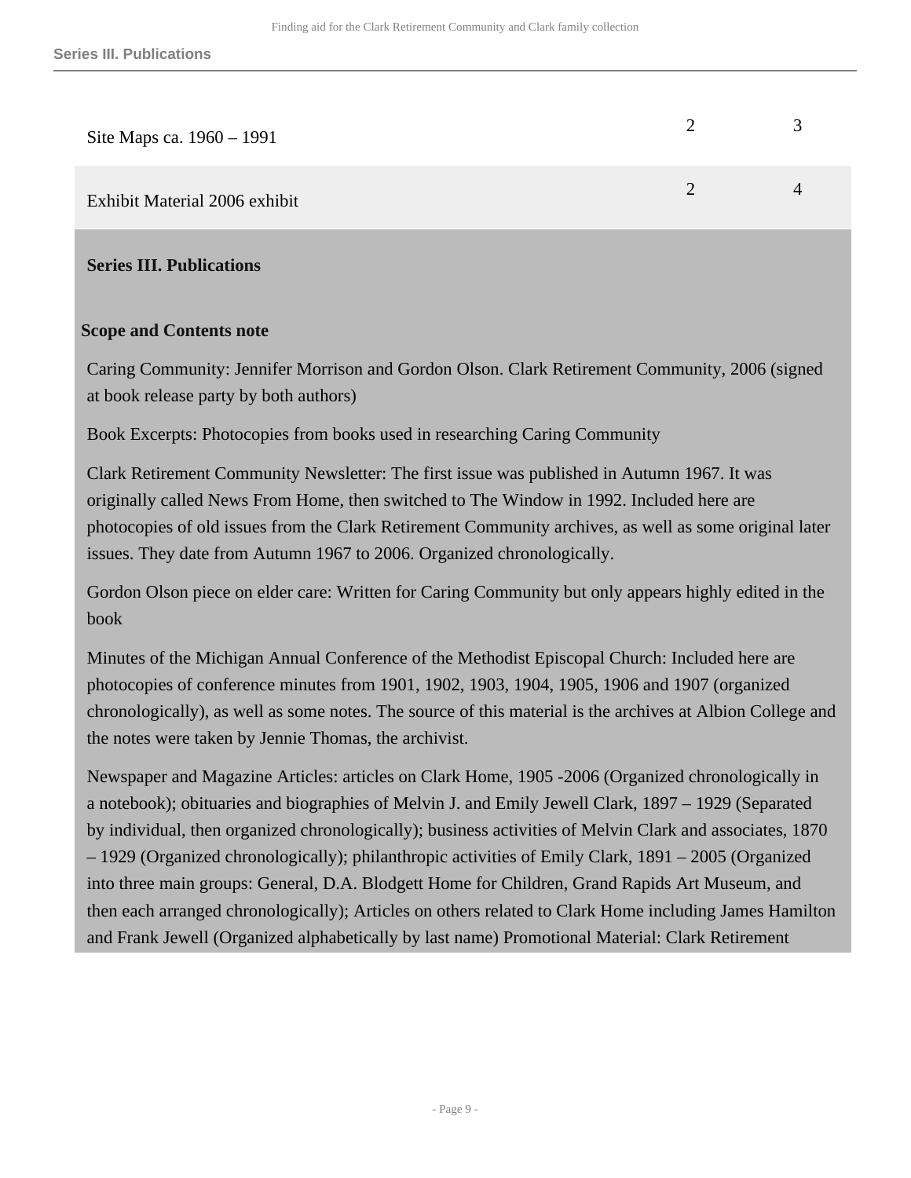| | | |
|---|---|---|
| Site Maps ca. 1960 – 1991 | 2 | 3 |
| Exhibit Material 2006 exhibit | 2 | 4 |

## Series III. Publications

### Scope and Contents note

Caring Community: Jennifer Morrison and Gordon Olson. Clark Retirement Community, 2006 (signed at book release party by both authors)

Book Excerpts: Photocopies from books used in researching Caring Community

Clark Retirement Community Newsletter: The first issue was published in Autumn 1967. It was originally called News From Home, then switched to The Window in 1992. Included here are photocopies of old issues from the Clark Retirement Community archives, as well as some original later issues. They date from Autumn 1967 to 2006. Organized chronologically.

Gordon Olson piece on elder care: Written for Caring Community but only appears highly edited in the book

Minutes of the Michigan Annual Conference of the Methodist Episcopal Church: Included here are photocopies of conference minutes from 1901, 1902, 1903, 1904, 1905, 1906 and 1907 (organized chronologically), as well as some notes. The source of this material is the archives at Albion College and the notes were taken by Jennie Thomas, the archivist.

Newspaper and Magazine Articles: articles on Clark Home, 1905 -2006 (Organized chronologically in a notebook); obituaries and biographies of Melvin J. and Emily Jewell Clark, 1897 – 1929 (Separated by individual, then organized chronologically); business activities of Melvin Clark and associates, 1870 – 1929 (Organized chronologically); philanthropic activities of Emily Clark, 1891 – 2005 (Organized into three main groups: General, D.A. Blodgett Home for Children, Grand Rapids Art Museum, and then each arranged chronologically); Articles on others related to Clark Home including James Hamilton and Frank Jewell (Organized alphabetically by last name) Promotional Material: Clark Retirement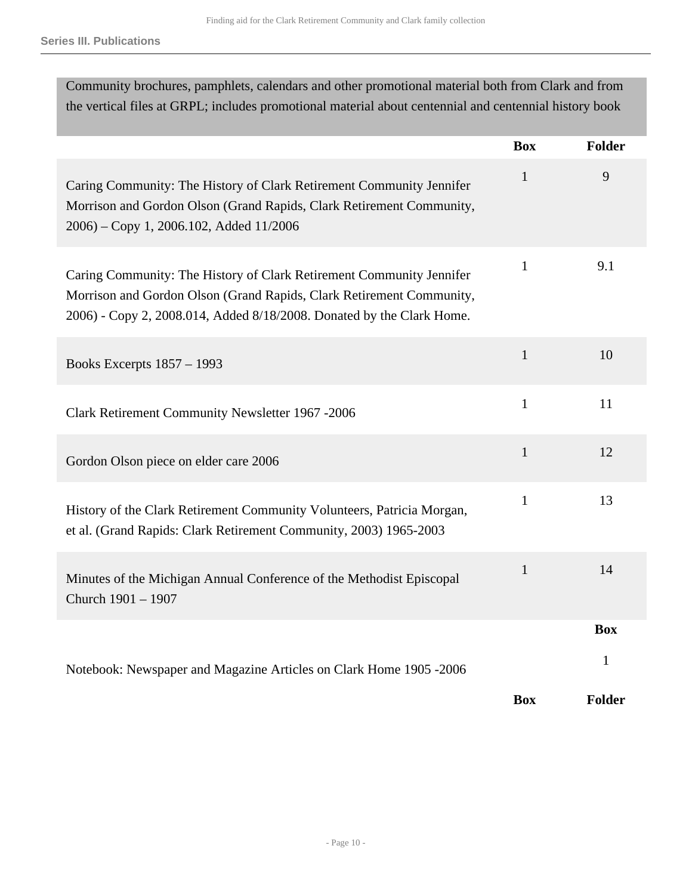## Series III. Publications

Community brochures, pamphlets, calendars and other promotional material both from Clark and from the vertical files at GRPL; includes promotional material about centennial and centennial history book

| | Box | Folder |
|---|---|---|
| Caring Community: The History of Clark Retirement Community Jennifer Morrison and Gordon Olson (Grand Rapids, Clark Retirement Community, 2006) – Copy 1, 2006.102, Added 11/2006 | 1 | 9 |
| Caring Community: The History of Clark Retirement Community Jennifer Morrison and Gordon Olson (Grand Rapids, Clark Retirement Community, 2006) - Copy 2, 2008.014, Added 8/18/2008. Donated by the Clark Home. | 1 | 9.1 |
| Books Excerpts 1857 – 1993 | 1 | 10 |
| Clark Retirement Community Newsletter 1967 -2006 | 1 | 11 |
| Gordon Olson piece on elder care 2006 | 1 | 12 |
| History of the Clark Retirement Community Volunteers, Patricia Morgan, et al. (Grand Rapids: Clark Retirement Community, 2003) 1965-2003 | 1 | 13 |
| Minutes of the Michigan Annual Conference of the Methodist Episcopal Church 1901 – 1907 | 1 | 14 |

| | Box |
|---|---|
| Notebook: Newspaper and Magazine Articles on Clark Home 1905 -2006 | 1 |

| | Box | Folder |
|---|---|---|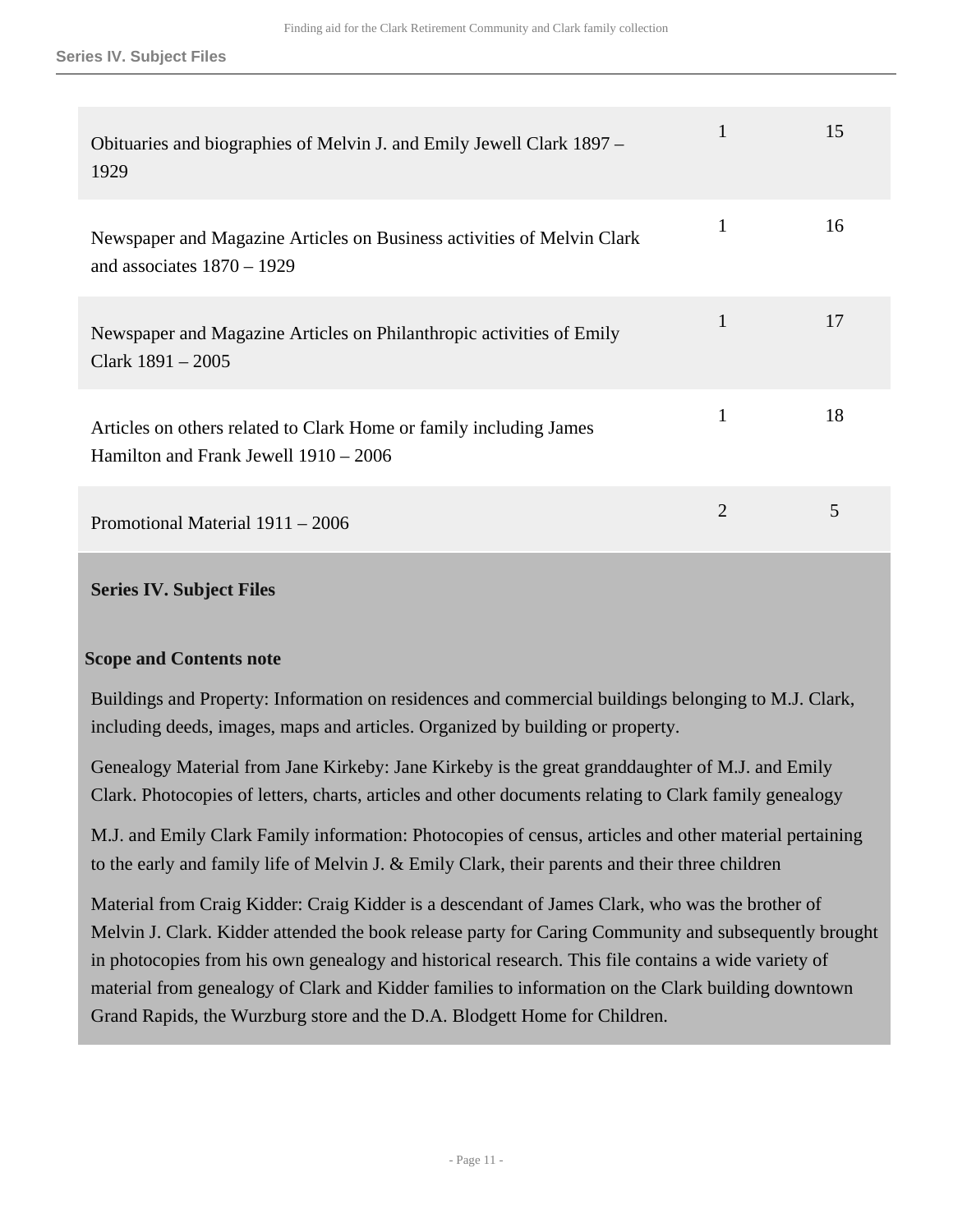| | | |
|---|---|---|
| Obituaries and biographies of Melvin J. and Emily Jewell Clark 1897 – 1929 | 1 | 15 |
| Newspaper and Magazine Articles on Business activities of Melvin Clark and associates 1870 – 1929 | 1 | 16 |
| Newspaper and Magazine Articles on Philanthropic activities of Emily Clark 1891 – 2005 | 1 | 17 |
| Articles on others related to Clark Home or family including James Hamilton and Frank Jewell 1910 – 2006 | 1 | 18 |
| Promotional Material 1911 – 2006 | 2 | 5 |

## Series IV. Subject Files

### Scope and Contents note

Buildings and Property: Information on residences and commercial buildings belonging to M.J. Clark, including deeds, images, maps and articles. Organized by building or property.

Genealogy Material from Jane Kirkeby: Jane Kirkeby is the great granddaughter of M.J. and Emily Clark. Photocopies of letters, charts, articles and other documents relating to Clark family genealogy

M.J. and Emily Clark Family information: Photocopies of census, articles and other material pertaining to the early and family life of Melvin J. & Emily Clark, their parents and their three children

Material from Craig Kidder: Craig Kidder is a descendant of James Clark, who was the brother of Melvin J. Clark. Kidder attended the book release party for Caring Community and subsequently brought in photocopies from his own genealogy and historical research. This file contains a wide variety of material from genealogy of Clark and Kidder families to information on the Clark building downtown Grand Rapids, the Wurzburg store and the D.A. Blodgett Home for Children.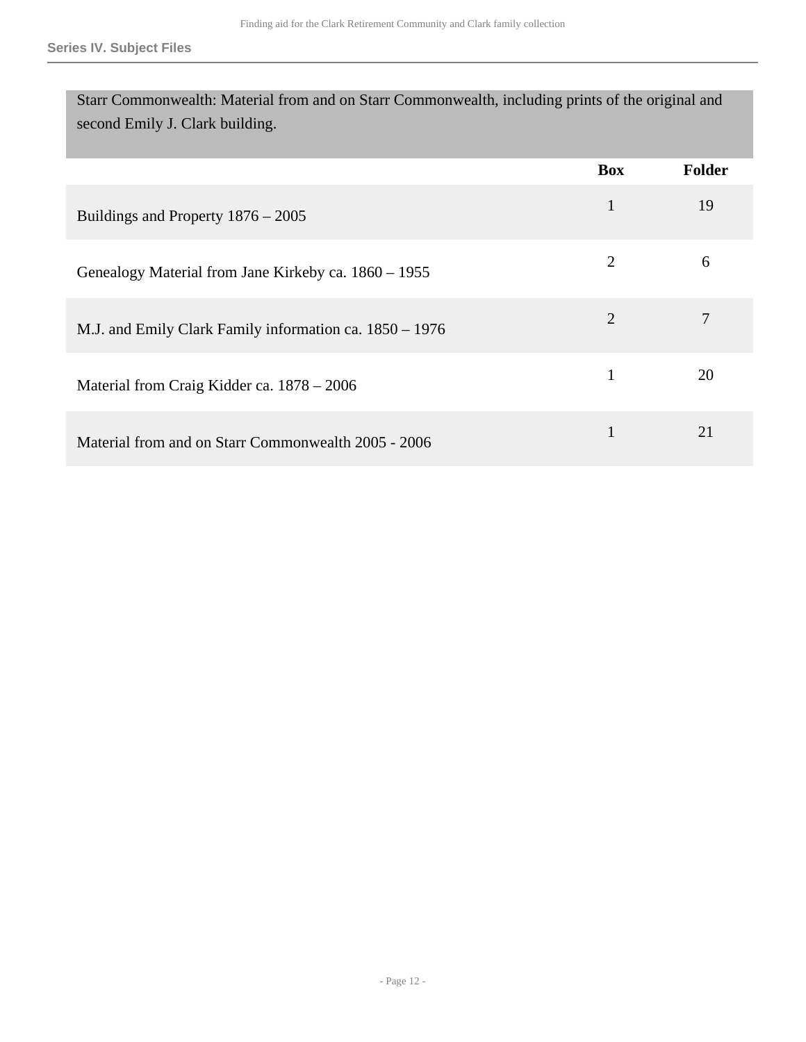Starr Commonwealth: Material from and on Starr Commonwealth, including prints of the original and second Emily J. Clark building.

| | Box | Folder |
|---|---|---|
| Buildings and Property 1876 – 2005 | 1 | 19 |
| Genealogy Material from Jane Kirkeby ca. 1860 – 1955 | 2 | 6 |
| M.J. and Emily Clark Family information ca. 1850 – 1976 | 2 | 7 |
| Material from Craig Kidder ca. 1878 – 2006 | 1 | 20 |
| Material from and on Starr Commonwealth 2005 - 2006 | 1 | 21 |